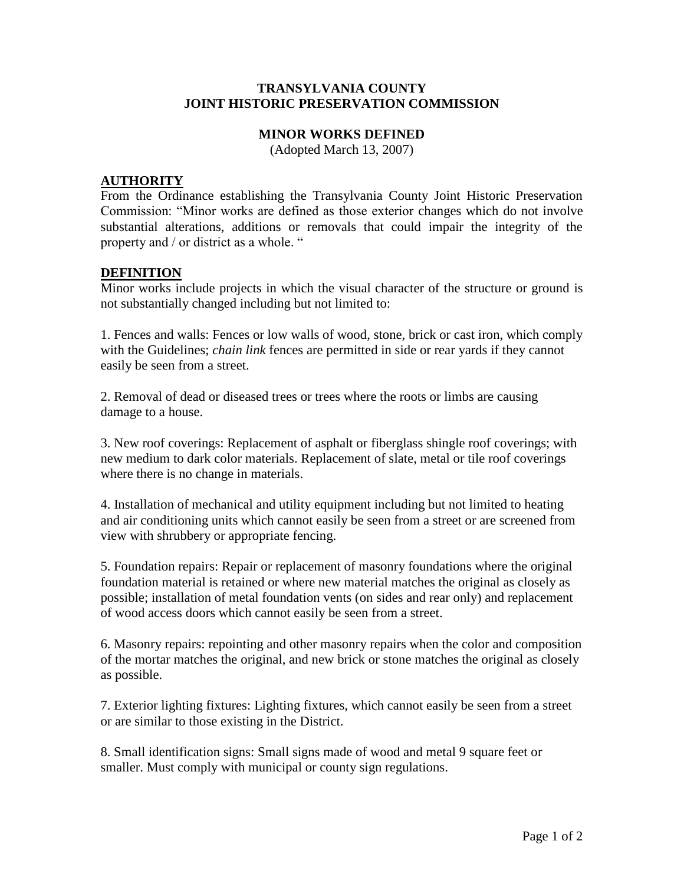# TRANSYLVANIA COUNTY
# JOINT HISTORIC PRESERVATION COMMISSION

## MINOR WORKS DEFINED

(Adopted March 13, 2007)

### AUTHORITY

From the Ordinance establishing the Transylvania County Joint Historic Preservation Commission: "Minor works are defined as those exterior changes which do not involve substantial alterations, additions or removals that could impair the integrity of the property and / or district as a whole. "

### DEFINITION

Minor works include projects in which the visual character of the structure or ground is not substantially changed including but not limited to:

1. Fences and walls: Fences or low walls of wood, stone, brick or cast iron, which comply with the Guidelines; *chain link* fences are permitted in side or rear yards if they cannot easily be seen from a street.

2. Removal of dead or diseased trees or trees where the roots or limbs are causing damage to a house.

3. New roof coverings: Replacement of asphalt or fiberglass shingle roof coverings; with new medium to dark color materials. Replacement of slate, metal or tile roof coverings where there is no change in materials.

4. Installation of mechanical and utility equipment including but not limited to heating and air conditioning units which cannot easily be seen from a street or are screened from view with shrubbery or appropriate fencing.

5. Foundation repairs: Repair or replacement of masonry foundations where the original foundation material is retained or where new material matches the original as closely as possible; installation of metal foundation vents (on sides and rear only) and replacement of wood access doors which cannot easily be seen from a street.

6. Masonry repairs: repointing and other masonry repairs when the color and composition of the mortar matches the original, and new brick or stone matches the original as closely as possible.

7. Exterior lighting fixtures: Lighting fixtures, which cannot easily be seen from a street or are similar to those existing in the District.

8. Small identification signs: Small signs made of wood and metal 9 square feet or smaller. Must comply with municipal or county sign regulations.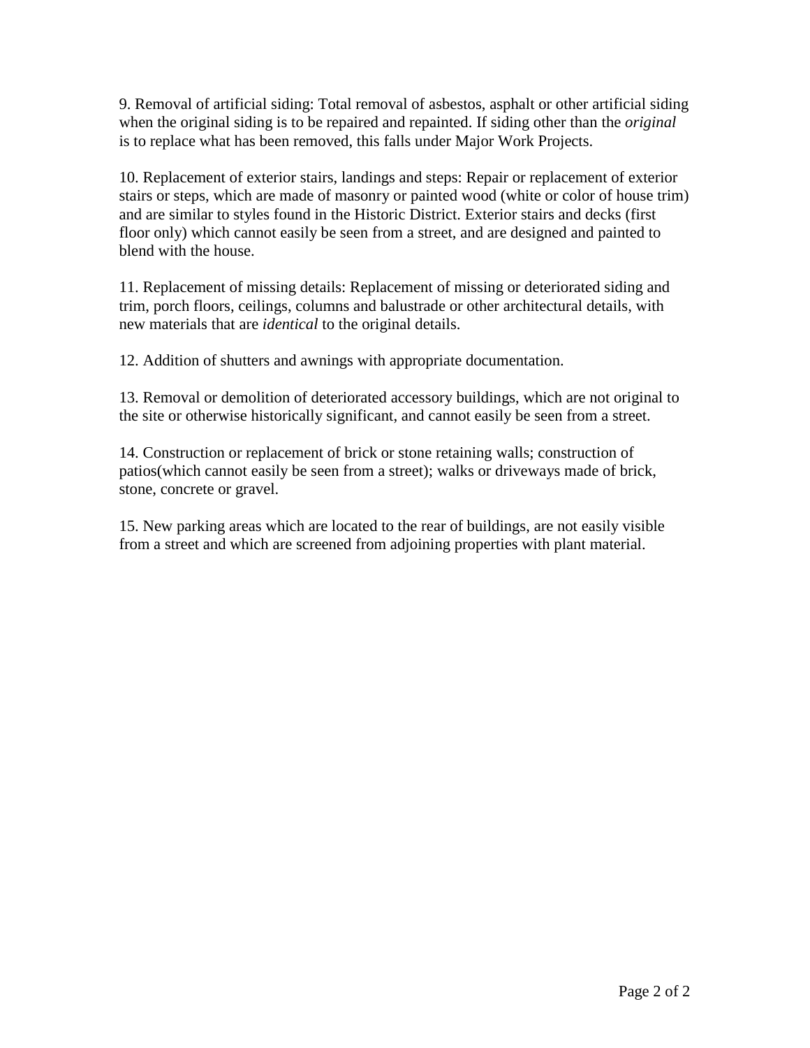9. Removal of artificial siding: Total removal of asbestos, asphalt or other artificial siding when the original siding is to be repaired and repainted. If siding other than the *original* is to replace what has been removed, this falls under Major Work Projects.

10. Replacement of exterior stairs, landings and steps: Repair or replacement of exterior stairs or steps, which are made of masonry or painted wood (white or color of house trim) and are similar to styles found in the Historic District. Exterior stairs and decks (first floor only) which cannot easily be seen from a street, and are designed and painted to blend with the house.

11. Replacement of missing details: Replacement of missing or deteriorated siding and trim, porch floors, ceilings, columns and balustrade or other architectural details, with new materials that are *identical* to the original details.

12. Addition of shutters and awnings with appropriate documentation.

13. Removal or demolition of deteriorated accessory buildings, which are not original to the site or otherwise historically significant, and cannot easily be seen from a street.

14. Construction or replacement of brick or stone retaining walls; construction of patios(which cannot easily be seen from a street); walks or driveways made of brick, stone, concrete or gravel.

15. New parking areas which are located to the rear of buildings, are not easily visible from a street and which are screened from adjoining properties with plant material.